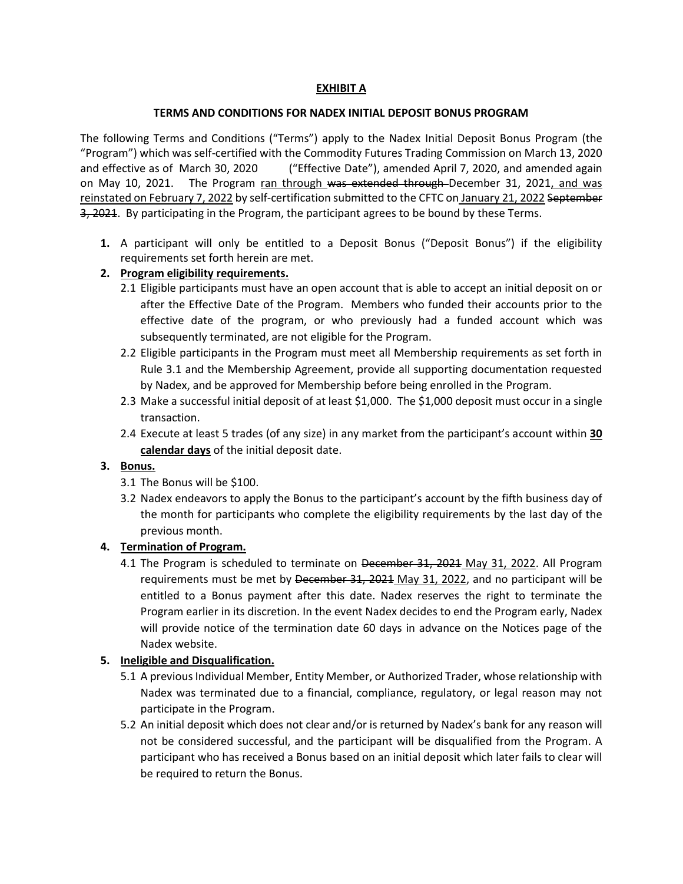## EXHIBIT A

### TERMS AND CONDITIONS FOR NADEX INITIAL DEPOSIT BONUS PROGRAM

The following Terms and Conditions ("Terms") apply to the Nadex Initial Deposit Bonus Program (the "Program") which was self-certified with the Commodity Futures Trading Commission on March 13, 2020 and effective as of March 30, 2020 ("Effective Date"), amended April 7, 2020, and amended again on May 10, 2021. The Program <u>ran through</u> ~~was extended through~~ December 31, 2021<u>, and was reinstated on February 7, 2022</u> by self-certification submitted to the CFTC on <u>January 21, 2022</u> ~~September 3, 2021~~. By participating in the Program, the participant agrees to be bound by these Terms.

1. A participant will only be entitled to a Deposit Bonus ("Deposit Bonus") if the eligibility requirements set forth herein are met.
2. **<u>Program eligibility requirements.</u>**
   - 2.1 Eligible participants must have an open account that is able to accept an initial deposit on or after the Effective Date of the Program. Members who funded their accounts prior to the effective date of the program, or who previously had a funded account which was subsequently terminated, are not eligible for the Program.
   - 2.2 Eligible participants in the Program must meet all Membership requirements as set forth in Rule 3.1 and the Membership Agreement, provide all supporting documentation requested by Nadex, and be approved for Membership before being enrolled in the Program.
   - 2.3 Make a successful initial deposit of at least $1,000. The $1,000 deposit must occur in a single transaction.
   - 2.4 Execute at least 5 trades (of any size) in any market from the participant's account within **<u>30 calendar days</u>** of the initial deposit date.
3. **<u>Bonus.</u>**
   - 3.1 The Bonus will be $100.
   - 3.2 Nadex endeavors to apply the Bonus to the participant's account by the fifth business day of the month for participants who complete the eligibility requirements by the last day of the previous month.
4. **<u>Termination of Program.</u>**
   - 4.1 The Program is scheduled to terminate on ~~December 31, 2021~~ <u>May 31, 2022</u>. All Program requirements must be met by ~~December 31, 2021~~ <u>May 31, 2022</u>, and no participant will be entitled to a Bonus payment after this date. Nadex reserves the right to terminate the Program earlier in its discretion. In the event Nadex decides to end the Program early, Nadex will provide notice of the termination date 60 days in advance on the Notices page of the Nadex website.
5. **<u>Ineligible and Disqualification.</u>**
   - 5.1 A previous Individual Member, Entity Member, or Authorized Trader, whose relationship with Nadex was terminated due to a financial, compliance, regulatory, or legal reason may not participate in the Program.
   - 5.2 An initial deposit which does not clear and/or is returned by Nadex's bank for any reason will not be considered successful, and the participant will be disqualified from the Program. A participant who has received a Bonus based on an initial deposit which later fails to clear will be required to return the Bonus.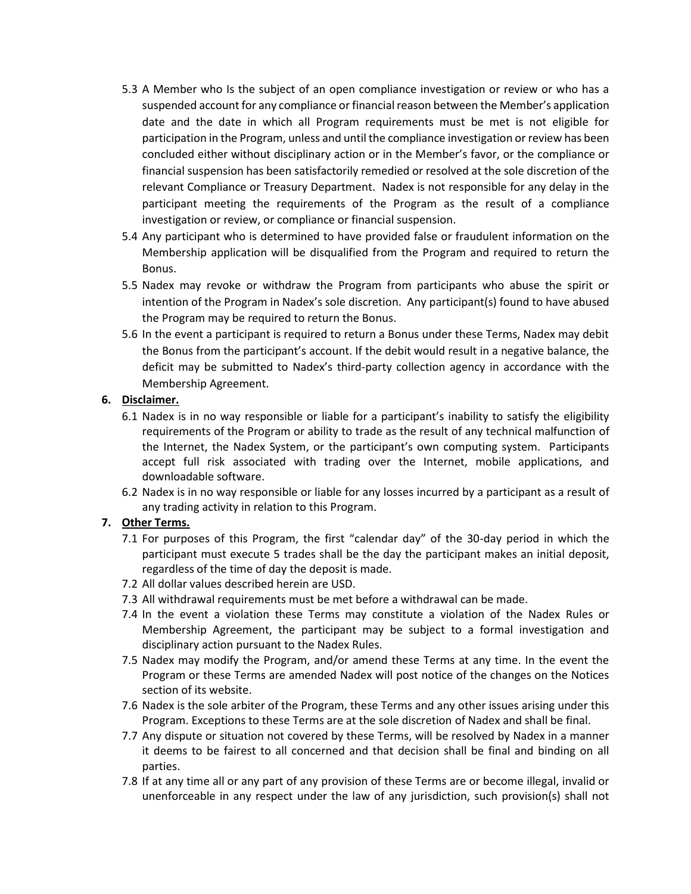5.3 A Member who Is the subject of an open compliance investigation or review or who has a suspended account for any compliance or financial reason between the Member's application date and the date in which all Program requirements must be met is not eligible for participation in the Program, unless and until the compliance investigation or review has been concluded either without disciplinary action or in the Member's favor, or the compliance or financial suspension has been satisfactorily remedied or resolved at the sole discretion of the relevant Compliance or Treasury Department. Nadex is not responsible for any delay in the participant meeting the requirements of the Program as the result of a compliance investigation or review, or compliance or financial suspension.

5.4 Any participant who is determined to have provided false or fraudulent information on the Membership application will be disqualified from the Program and required to return the Bonus.

5.5 Nadex may revoke or withdraw the Program from participants who abuse the spirit or intention of the Program in Nadex's sole discretion. Any participant(s) found to have abused the Program may be required to return the Bonus.

5.6 In the event a participant is required to return a Bonus under these Terms, Nadex may debit the Bonus from the participant's account. If the debit would result in a negative balance, the deficit may be submitted to Nadex's third-party collection agency in accordance with the Membership Agreement.

**6. <u>Disclaimer.</u>**

6.1 Nadex is in no way responsible or liable for a participant's inability to satisfy the eligibility requirements of the Program or ability to trade as the result of any technical malfunction of the Internet, the Nadex System, or the participant's own computing system. Participants accept full risk associated with trading over the Internet, mobile applications, and downloadable software.

6.2 Nadex is in no way responsible or liable for any losses incurred by a participant as a result of any trading activity in relation to this Program.

**7. <u>Other Terms.</u>**

7.1 For purposes of this Program, the first "calendar day" of the 30-day period in which the participant must execute 5 trades shall be the day the participant makes an initial deposit, regardless of the time of day the deposit is made.

7.2 All dollar values described herein are USD.

7.3 All withdrawal requirements must be met before a withdrawal can be made.

7.4 In the event a violation these Terms may constitute a violation of the Nadex Rules or Membership Agreement, the participant may be subject to a formal investigation and disciplinary action pursuant to the Nadex Rules.

7.5 Nadex may modify the Program, and/or amend these Terms at any time. In the event the Program or these Terms are amended Nadex will post notice of the changes on the Notices section of its website.

7.6 Nadex is the sole arbiter of the Program, these Terms and any other issues arising under this Program. Exceptions to these Terms are at the sole discretion of Nadex and shall be final.

7.7 Any dispute or situation not covered by these Terms, will be resolved by Nadex in a manner it deems to be fairest to all concerned and that decision shall be final and binding on all parties.

7.8 If at any time all or any part of any provision of these Terms are or become illegal, invalid or unenforceable in any respect under the law of any jurisdiction, such provision(s) shall not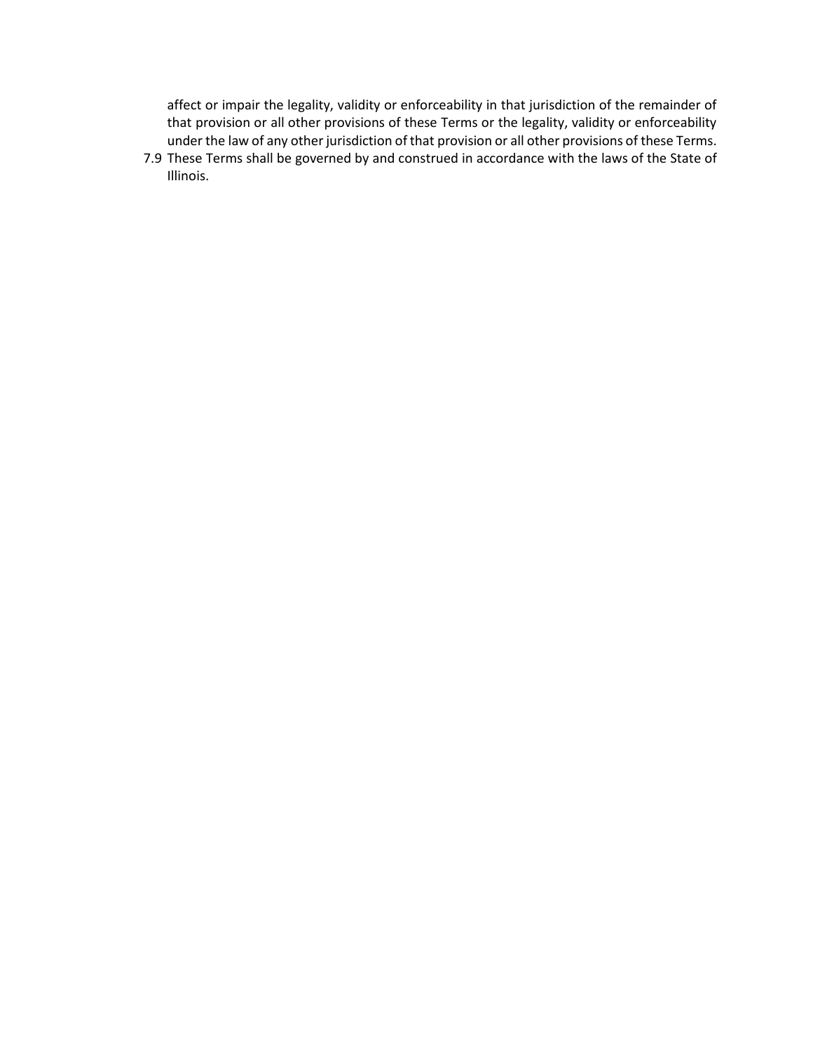affect or impair the legality, validity or enforceability in that jurisdiction of the remainder of that provision or all other provisions of these Terms or the legality, validity or enforceability under the law of any other jurisdiction of that provision or all other provisions of these Terms.

7.9 These Terms shall be governed by and construed in accordance with the laws of the State of Illinois.